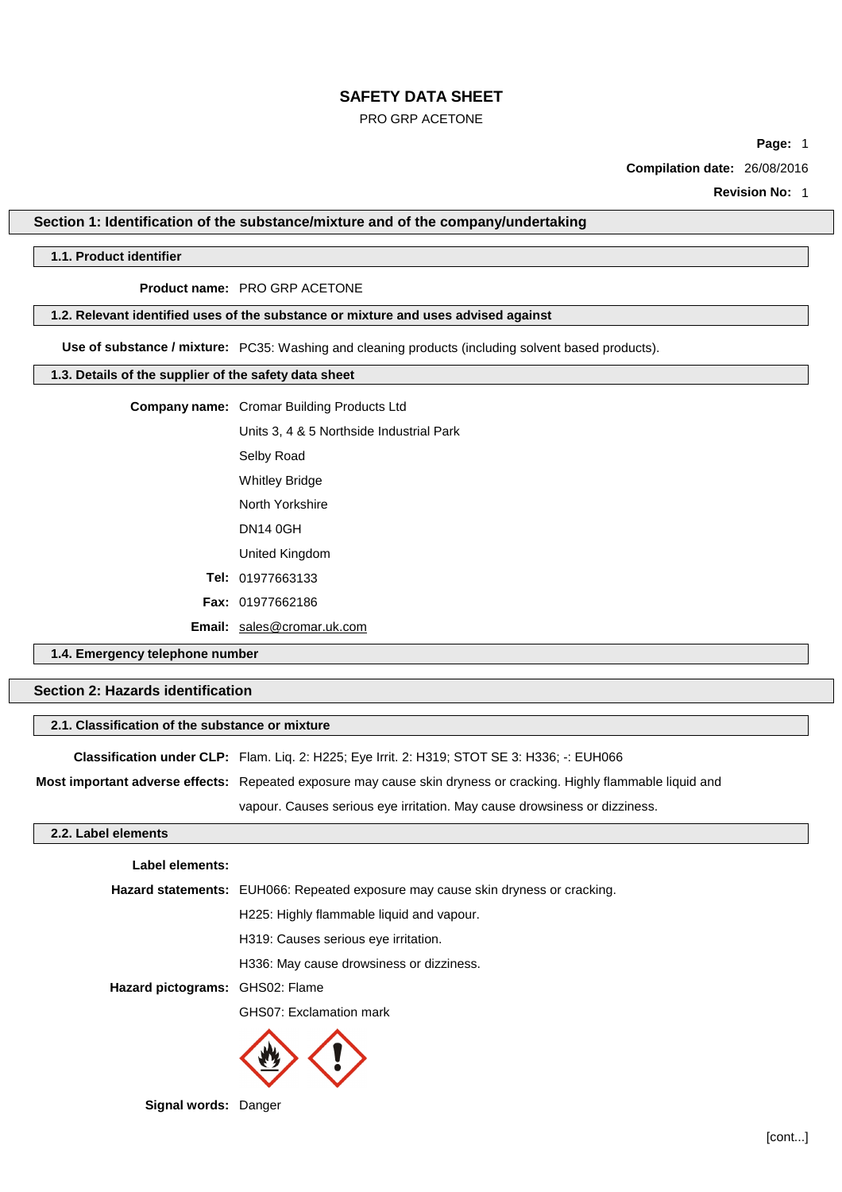# SAFETY DATA SHEET

PRO GRP ACETONE

**Page:** 1

**Compilation date:** 26/08/2016

**Revision No:** 1

## Section 1: Identification of the substance/mixture and of the company/undertaking

### 1.1. Product identifier

**Product name:** PRO GRP ACETONE

### 1.2. Relevant identified uses of the substance or mixture and uses advised against

**Use of substance / mixture:** PC35: Washing and cleaning products (including solvent based products).

### 1.3. Details of the supplier of the safety data sheet

**Company name:** Cromar Building Products Ltd

Units 3, 4 & 5 Northside Industrial Park

Selby Road

Whitley Bridge

North Yorkshire

DN14 0GH

United Kingdom

**Tel:** 01977663133

**Fax:** 01977662186

**Email:** sales@cromar.uk.com

### 1.4. Emergency telephone number

## Section 2: Hazards identification

### 2.1. Classification of the substance or mixture

**Classification under CLP:** Flam. Liq. 2: H225; Eye Irrit. 2: H319; STOT SE 3: H336; -: EUH066

**Most important adverse effects:** Repeated exposure may cause skin dryness or cracking. Highly flammable liquid and vapour. Causes serious eye irritation. May cause drowsiness or dizziness.

### 2.2. Label elements

**Label elements:**

**Hazard statements:** EUH066: Repeated exposure may cause skin dryness or cracking.

H225: Highly flammable liquid and vapour.

H319: Causes serious eye irritation.

H336: May cause drowsiness or dizziness.

**Hazard pictograms:** GHS02: Flame

GHS07: Exclamation mark

**Signal words:** Danger

[cont...]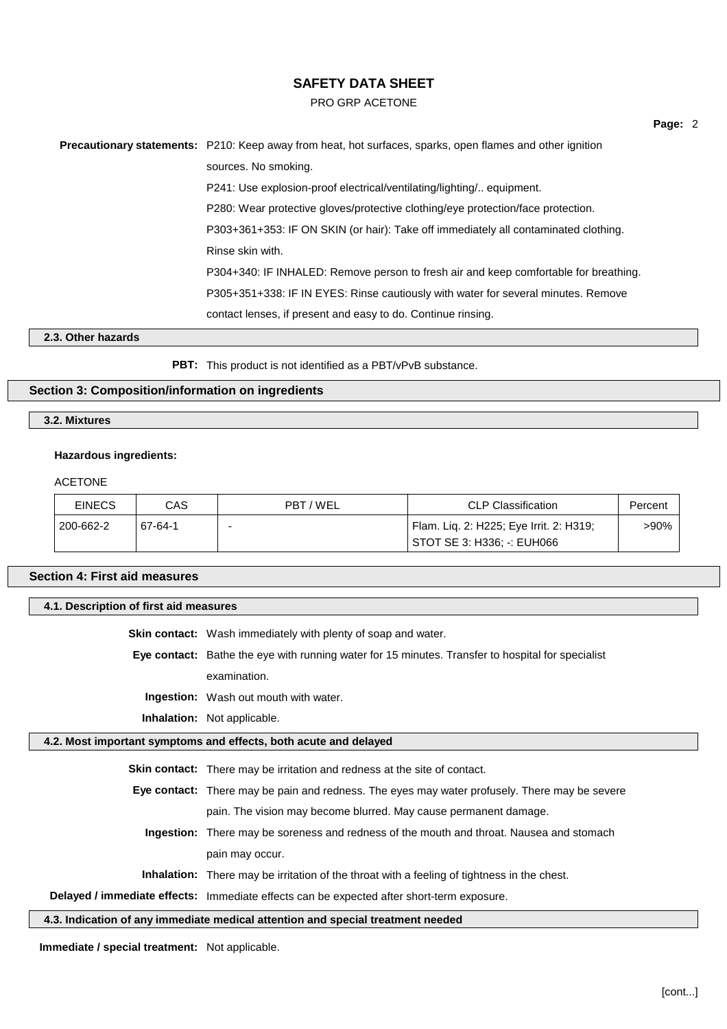**Precautionary statements:** P210: Keep away from heat, hot surfaces, sparks, open flames and other ignition sources. No smoking.

P241: Use explosion-proof electrical/ventilating/lighting/.. equipment.

P280: Wear protective gloves/protective clothing/eye protection/face protection.

P303+361+353: IF ON SKIN (or hair): Take off immediately all contaminated clothing. Rinse skin with.

P304+340: IF INHALED: Remove person to fresh air and keep comfortable for breathing.

P305+351+338: IF IN EYES: Rinse cautiously with water for several minutes. Remove contact lenses, if present and easy to do. Continue rinsing.

### 2.3. Other hazards

**PBT:** This product is not identified as a PBT/vPvB substance.

## Section 3: Composition/information on ingredients

### 3.2. Mixtures

**Hazardous ingredients:**

ACETONE

| EINECS | CAS | PBT / WEL | CLP Classification | Percent |
|---|---|---|---|---|
| 200-662-2 | 67-64-1 | - | Flam. Liq. 2: H225; Eye Irrit. 2: H319; STOT SE 3: H336; -: EUH066 | >90% |

## Section 4: First aid measures

### 4.1. Description of first aid measures

**Skin contact:** Wash immediately with plenty of soap and water.

**Eye contact:** Bathe the eye with running water for 15 minutes. Transfer to hospital for specialist examination.

**Ingestion:** Wash out mouth with water.

**Inhalation:** Not applicable.

### 4.2. Most important symptoms and effects, both acute and delayed

**Skin contact:** There may be irritation and redness at the site of contact.

**Eye contact:** There may be pain and redness. The eyes may water profusely. There may be severe pain. The vision may become blurred. May cause permanent damage.

**Ingestion:** There may be soreness and redness of the mouth and throat. Nausea and stomach pain may occur.

**Inhalation:** There may be irritation of the throat with a feeling of tightness in the chest.

**Delayed / immediate effects:** Immediate effects can be expected after short-term exposure.

### 4.3. Indication of any immediate medical attention and special treatment needed

**Immediate / special treatment:** Not applicable.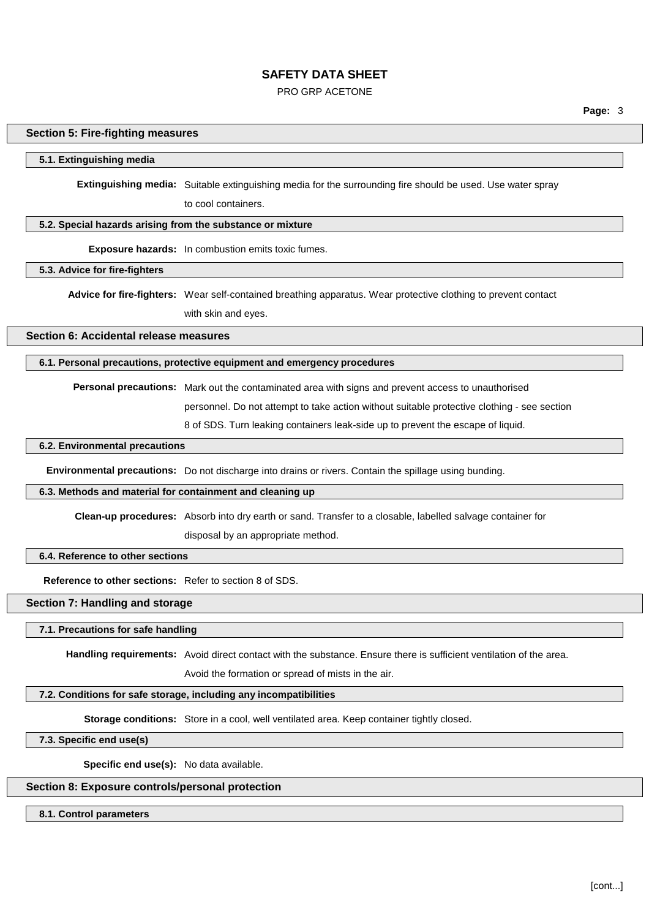## Section 5: Fire-fighting measures

### 5.1. Extinguishing media

**Extinguishing media:** Suitable extinguishing media for the surrounding fire should be used. Use water spray to cool containers.

### 5.2. Special hazards arising from the substance or mixture

**Exposure hazards:** In combustion emits toxic fumes.

### 5.3. Advice for fire-fighters

**Advice for fire-fighters:** Wear self-contained breathing apparatus. Wear protective clothing to prevent contact with skin and eyes.

## Section 6: Accidental release measures

### 6.1. Personal precautions, protective equipment and emergency procedures

**Personal precautions:** Mark out the contaminated area with signs and prevent access to unauthorised personnel. Do not attempt to take action without suitable protective clothing - see section 8 of SDS. Turn leaking containers leak-side up to prevent the escape of liquid.

### 6.2. Environmental precautions

**Environmental precautions:** Do not discharge into drains or rivers. Contain the spillage using bunding.

### 6.3. Methods and material for containment and cleaning up

**Clean-up procedures:** Absorb into dry earth or sand. Transfer to a closable, labelled salvage container for disposal by an appropriate method.

### 6.4. Reference to other sections

**Reference to other sections:** Refer to section 8 of SDS.

## Section 7: Handling and storage

### 7.1. Precautions for safe handling

**Handling requirements:** Avoid direct contact with the substance. Ensure there is sufficient ventilation of the area. Avoid the formation or spread of mists in the air.

### 7.2. Conditions for safe storage, including any incompatibilities

**Storage conditions:** Store in a cool, well ventilated area. Keep container tightly closed.

### 7.3. Specific end use(s)

**Specific end use(s):** No data available.

## Section 8: Exposure controls/personal protection

### 8.1. Control parameters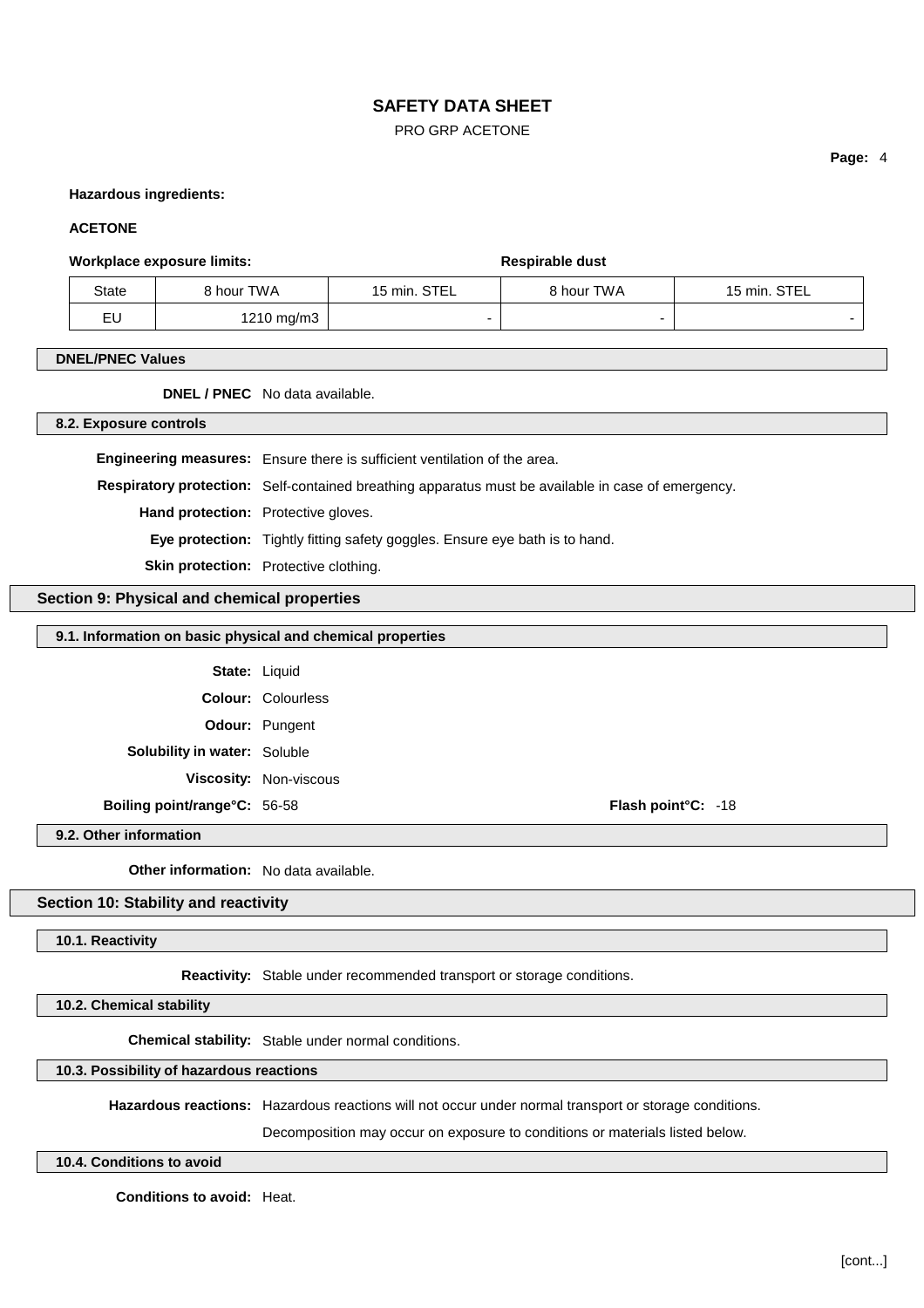**Hazardous ingredients:**

**ACETONE**

| **Workplace exposure limits:** | | | **Respirable dust** | |
|---|---|---|---|---|
| State | 8 hour TWA | 15 min. STEL | 8 hour TWA | 15 min. STEL |
| EU | 1210 mg/m3 | - | - | - |

### DNEL/PNEC Values

**DNEL / PNEC** No data available.

### 8.2. Exposure controls

**Engineering measures:** Ensure there is sufficient ventilation of the area.

**Respiratory protection:** Self-contained breathing apparatus must be available in case of emergency.

**Hand protection:** Protective gloves.

**Eye protection:** Tightly fitting safety goggles. Ensure eye bath is to hand.

**Skin protection:** Protective clothing.

## Section 9: Physical and chemical properties

### 9.1. Information on basic physical and chemical properties

**State:** Liquid

**Colour:** Colourless

**Odour:** Pungent

**Solubility in water:** Soluble

**Viscosity:** Non-viscous

**Boiling point/range°C:** 56-58

**Flash point°C:** -18

### 9.2. Other information

**Other information:** No data available.

## Section 10: Stability and reactivity

### 10.1. Reactivity

**Reactivity:** Stable under recommended transport or storage conditions.

### 10.2. Chemical stability

**Chemical stability:** Stable under normal conditions.

### 10.3. Possibility of hazardous reactions

**Hazardous reactions:** Hazardous reactions will not occur under normal transport or storage conditions.

Decomposition may occur on exposure to conditions or materials listed below.

### 10.4. Conditions to avoid

**Conditions to avoid:** Heat.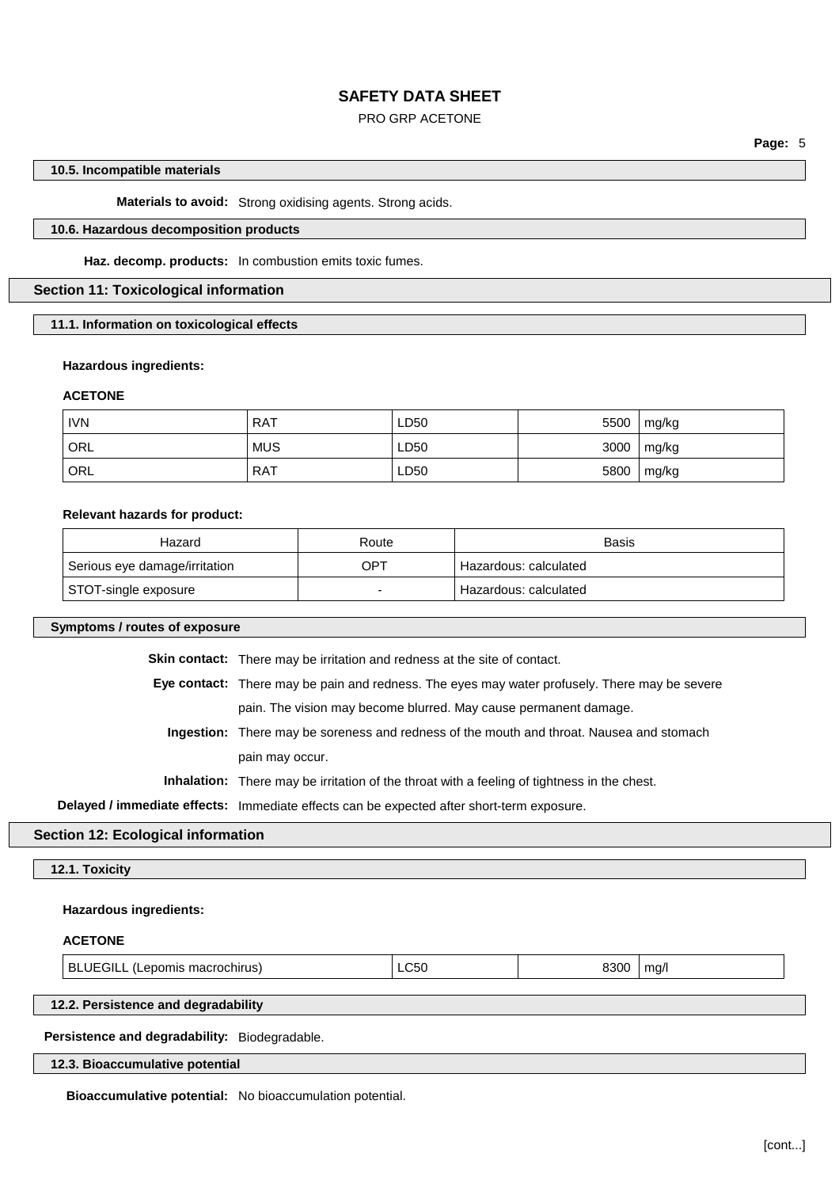### 10.5. Incompatible materials

**Materials to avoid:** Strong oxidising agents. Strong acids.

### 10.6. Hazardous decomposition products

**Haz. decomp. products:** In combustion emits toxic fumes.

## Section 11: Toxicological information

### 11.1. Information on toxicological effects

**Hazardous ingredients:**

**ACETONE**

| | | | | |
|---|---|---|---|---|
| IVN | RAT | LD50 | 5500 | mg/kg |
| ORL | MUS | LD50 | 3000 | mg/kg |
| ORL | RAT | LD50 | 5800 | mg/kg |

**Relevant hazards for product:**

| Hazard | Route | Basis |
|---|---|---|
| Serious eye damage/irritation | OPT | Hazardous: calculated |
| STOT-single exposure | - | Hazardous: calculated |

### Symptoms / routes of exposure

**Skin contact:** There may be irritation and redness at the site of contact.

**Eye contact:** There may be pain and redness. The eyes may water profusely. There may be severe pain. The vision may become blurred. May cause permanent damage.

**Ingestion:** There may be soreness and redness of the mouth and throat. Nausea and stomach pain may occur.

**Inhalation:** There may be irritation of the throat with a feeling of tightness in the chest.

**Delayed / immediate effects:** Immediate effects can be expected after short-term exposure.

## Section 12: Ecological information

### 12.1. Toxicity

**Hazardous ingredients:**

**ACETONE**

| | | | |
|---|---|---|---|
| BLUEGILL (Lepomis macrochirus) | LC50 | 8300 | mg/l |

### 12.2. Persistence and degradability

**Persistence and degradability:** Biodegradable.

### 12.3. Bioaccumulative potential

**Bioaccumulative potential:** No bioaccumulation potential.

[cont...]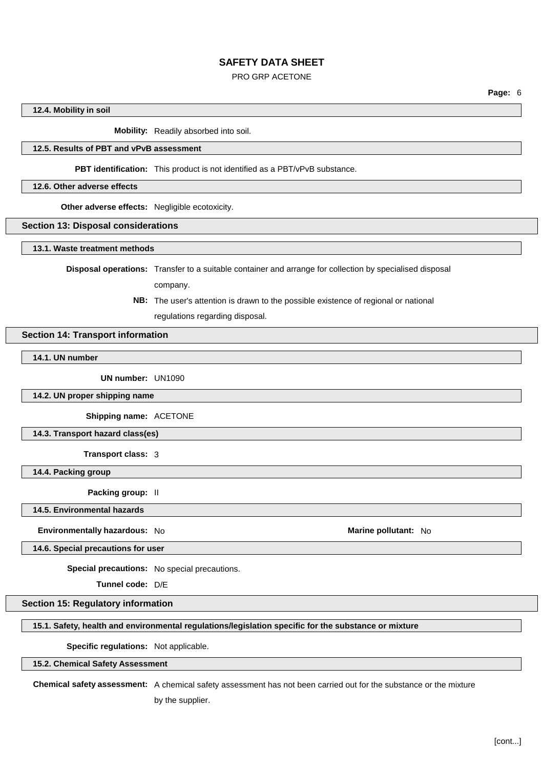### 12.4. Mobility in soil

**Mobility:** Readily absorbed into soil.

### 12.5. Results of PBT and vPvB assessment

**PBT identification:** This product is not identified as a PBT/vPvB substance.

### 12.6. Other adverse effects

**Other adverse effects:** Negligible ecotoxicity.

## Section 13: Disposal considerations

### 13.1. Waste treatment methods

**Disposal operations:** Transfer to a suitable container and arrange for collection by specialised disposal company.

**NB:** The user's attention is drawn to the possible existence of regional or national regulations regarding disposal.

## Section 14: Transport information

### 14.1. UN number

**UN number:** UN1090

### 14.2. UN proper shipping name

**Shipping name:** ACETONE

### 14.3. Transport hazard class(es)

**Transport class:** 3

### 14.4. Packing group

**Packing group:** II

### 14.5. Environmental hazards

**Environmentally hazardous:** No

**Marine pollutant:** No

### 14.6. Special precautions for user

**Special precautions:** No special precautions.

**Tunnel code:** D/E

## Section 15: Regulatory information

### 15.1. Safety, health and environmental regulations/legislation specific for the substance or mixture

**Specific regulations:** Not applicable.

### 15.2. Chemical Safety Assessment

**Chemical safety assessment:** A chemical safety assessment has not been carried out for the substance or the mixture by the supplier.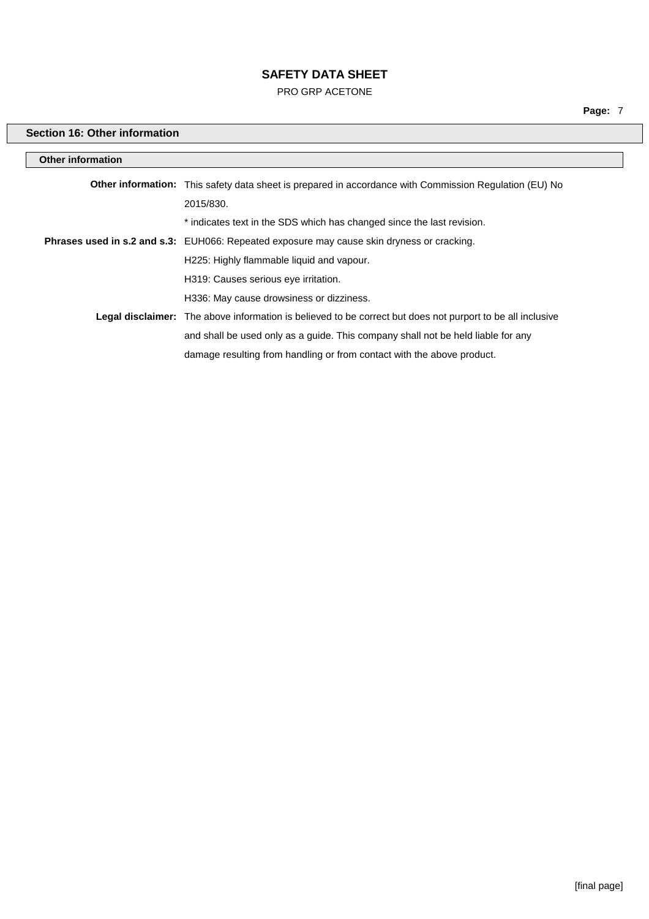## Section 16: Other information

### Other information

**Other information:** This safety data sheet is prepared in accordance with Commission Regulation (EU) No 2015/830.

* indicates text in the SDS which has changed since the last revision.

**Phrases used in s.2 and s.3:** EUH066: Repeated exposure may cause skin dryness or cracking.

H225: Highly flammable liquid and vapour.

H319: Causes serious eye irritation.

H336: May cause drowsiness or dizziness.

**Legal disclaimer:** The above information is believed to be correct but does not purport to be all inclusive and shall be used only as a guide. This company shall not be held liable for any damage resulting from handling or from contact with the above product.

[final page]